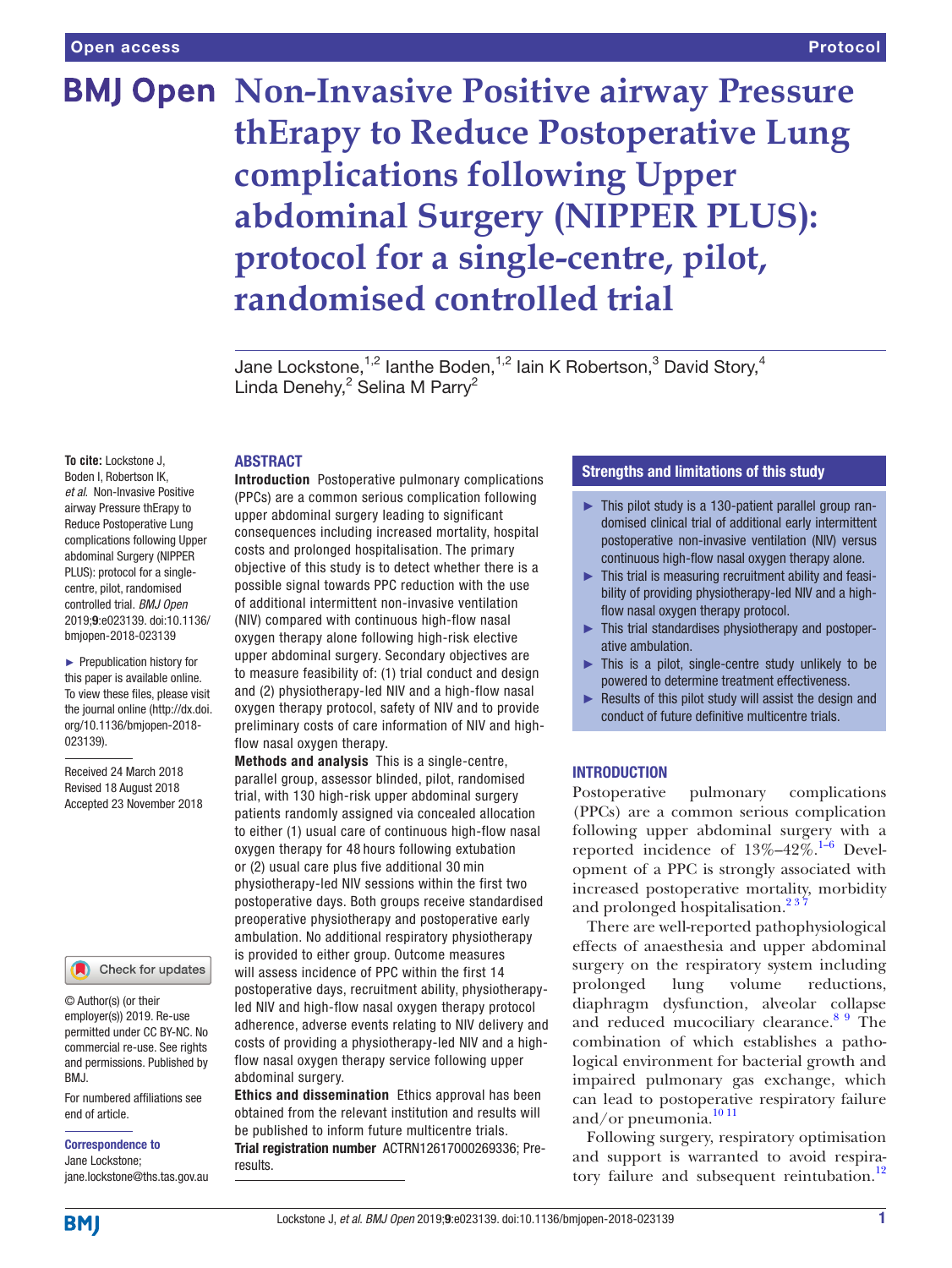Open access | Protocol

# Non-Invasive Positive airway Pressure thErapy to Reduce Postoperative Lung complications following Upper abdominal Surgery (NIPPER PLUS): protocol for a single-centre, pilot, randomised controlled trial

Jane Lockstone,[1,2] Ianthe Boden,[1,2] Iain K Robertson,[3] David Story,[4] Linda Denehy,[2] Selina M Parry[2]

**To cite:** Lockstone J, Boden I, Robertson IK, *et al*. Non-Invasive Positive airway Pressure thErapy to Reduce Postoperative Lung complications following Upper abdominal Surgery (NIPPER PLUS): protocol for a single-centre, pilot, randomised controlled trial. *BMJ Open* 2019;**9**:e023139. doi:10.1136/bmjopen-2018-023139

► Prepublication history for this paper is available online. To view these files, please visit the journal online (http://dx.doi.org/10.1136/bmjopen-2018-023139).

Received 24 March 2018
Revised 18 August 2018
Accepted 23 November 2018

© Author(s) (or their employer(s)) 2019. Re-use permitted under CC BY-NC. No commercial re-use. See rights and permissions. Published by BMJ.

For numbered affiliations see end of article.

**Correspondence to**
Jane Lockstone;
jane.lockstone@ths.tas.gov.au

## ABSTRACT

**Introduction** Postoperative pulmonary complications (PPCs) are a common serious complication following upper abdominal surgery leading to significant consequences including increased mortality, hospital costs and prolonged hospitalisation. The primary objective of this study is to detect whether there is a possible signal towards PPC reduction with the use of additional intermittent non-invasive ventilation (NIV) compared with continuous high-flow nasal oxygen therapy alone following high-risk elective upper abdominal surgery. Secondary objectives are to measure feasibility of: (1) trial conduct and design and (2) physiotherapy-led NIV and a high-flow nasal oxygen therapy protocol, safety of NIV and to provide preliminary costs of care information of NIV and high-flow nasal oxygen therapy.

**Methods and analysis** This is a single-centre, parallel group, assessor blinded, pilot, randomised trial, with 130 high-risk upper abdominal surgery patients randomly assigned via concealed allocation to either (1) usual care of continuous high-flow nasal oxygen therapy for 48 hours following extubation or (2) usual care plus five additional 30 min physiotherapy-led NIV sessions within the first two postoperative days. Both groups receive standardised preoperative physiotherapy and postoperative early ambulation. No additional respiratory physiotherapy is provided to either group. Outcome measures will assess incidence of PPC within the first 14 postoperative days, recruitment ability, physiotherapy-led NIV and high-flow nasal oxygen therapy protocol adherence, adverse events relating to NIV delivery and costs of providing a physiotherapy-led NIV and a high-flow nasal oxygen therapy service following upper abdominal surgery.

**Ethics and dissemination** Ethics approval has been obtained from the relevant institution and results will be published to inform future multicentre trials.

**Trial registration number** ACTRN12617000269336; Pre-results.

## Strengths and limitations of this study

- ► This pilot study is a 130-patient parallel group randomised clinical trial of additional early intermittent postoperative non-invasive ventilation (NIV) versus continuous high-flow nasal oxygen therapy alone.
- ► This trial is measuring recruitment ability and feasibility of providing physiotherapy-led NIV and a high-flow nasal oxygen therapy protocol.
- ► This trial standardises physiotherapy and postoperative ambulation.
- ► This is a pilot, single-centre study unlikely to be powered to determine treatment effectiveness.
- ► Results of this pilot study will assist the design and conduct of future definitive multicentre trials.

## INTRODUCTION

Postoperative pulmonary complications (PPCs) are a common serious complication following upper abdominal surgery with a reported incidence of 13%–42%.[1–6] Development of a PPC is strongly associated with increased postoperative mortality, morbidity and prolonged hospitalisation.[2 3 7]

There are well-reported pathophysiological effects of anaesthesia and upper abdominal surgery on the respiratory system including prolonged lung volume reductions, diaphragm dysfunction, alveolar collapse and reduced mucociliary clearance.[8 9] The combination of which establishes a pathological environment for bacterial growth and impaired pulmonary gas exchange, which can lead to postoperative respiratory failure and/or pneumonia.[10 11]

Following surgery, respiratory optimisation and support is warranted to avoid respiratory failure and subsequent reintubation.[12]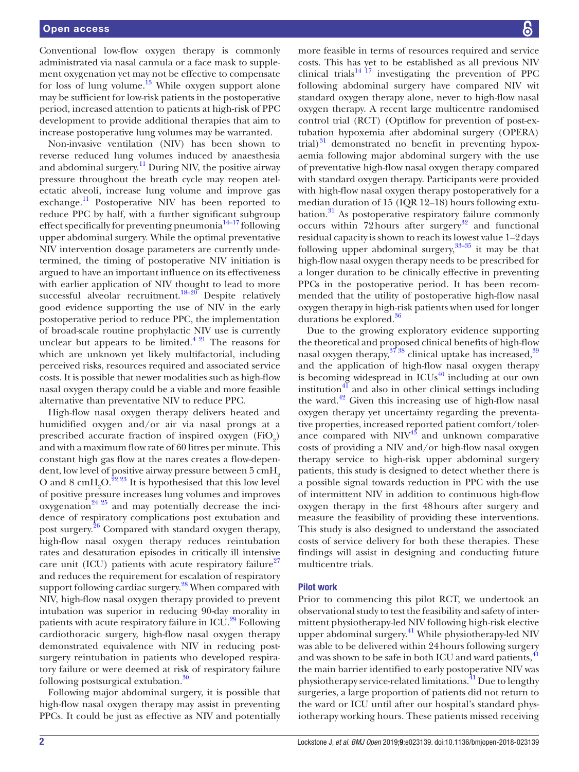Conventional low-flow oxygen therapy is commonly administrated via nasal cannula or a face mask to supplement oxygenation yet may not be effective to compensate for loss of lung volume.[13] While oxygen support alone may be sufficient for low-risk patients in the postoperative period, increased attention to patients at high-risk of PPC development to provide additional therapies that aim to increase postoperative lung volumes may be warranted.

Non-invasive ventilation (NIV) has been shown to reverse reduced lung volumes induced by anaesthesia and abdominal surgery.[11] During NIV, the positive airway pressure throughout the breath cycle may reopen atelectatic alveoli, increase lung volume and improve gas exchange.[11] Postoperative NIV has been reported to reduce PPC by half, with a further significant subgroup effect specifically for preventing pneumonia[14–17] following upper abdominal surgery. While the optimal preventative NIV intervention dosage parameters are currently undetermined, the timing of postoperative NIV initiation is argued to have an important influence on its effectiveness with earlier application of NIV thought to lead to more successful alveolar recruitment.[18–20] Despite relatively good evidence supporting the use of NIV in the early postoperative period to reduce PPC, the implementation of broad-scale routine prophylactic NIV use is currently unclear but appears to be limited.[4 21] The reasons for which are unknown yet likely multifactorial, including perceived risks, resources required and associated service costs. It is possible that newer modalities such as high-flow nasal oxygen therapy could be a viable and more feasible alternative than preventative NIV to reduce PPC.

High-flow nasal oxygen therapy delivers heated and humidified oxygen and/or air via nasal prongs at a prescribed accurate fraction of inspired oxygen ($FiO_2$) and with a maximum flow rate of 60 litres per minute. This constant high gas flow at the nares creates a flow-dependent, low level of positive airway pressure between 5 $cmH_2O$ and 8 $cmH_2O$.[22 23] It is hypothesised that this low level of positive pressure increases lung volumes and improves oxygenation[24 25] and may potentially decrease the incidence of respiratory complications post extubation and post surgery.[26] Compared with standard oxygen therapy, high-flow nasal oxygen therapy reduces reintubation rates and desaturation episodes in critically ill intensive care unit (ICU) patients with acute respiratory failure[27] and reduces the requirement for escalation of respiratory support following cardiac surgery.[28] When compared with NIV, high-flow nasal oxygen therapy provided to prevent intubation was superior in reducing 90-day morality in patients with acute respiratory failure in ICU.[29] Following cardiothoracic surgery, high-flow nasal oxygen therapy demonstrated equivalence with NIV in reducing post-surgery reintubation in patients who developed respiratory failure or were deemed at risk of respiratory failure following postsurgical extubation.[30]

Following major abdominal surgery, it is possible that high-flow nasal oxygen therapy may assist in preventing PPCs. It could be just as effective as NIV and potentially more feasible in terms of resources required and service costs. This has yet to be established as all previous NIV clinical trials[14 17] investigating the prevention of PPC following abdominal surgery have compared NIV wit standard oxygen therapy alone, never to high-flow nasal oxygen therapy. A recent large multicentre randomised control trial (RCT) (Optiflow for prevention of post-extubation hypoxemia after abdominal surgery (OPERA) trial)[31] demonstrated no benefit in preventing hypoxaemia following major abdominal surgery with the use of preventative high-flow nasal oxygen therapy compared with standard oxygen therapy. Participants were provided with high-flow nasal oxygen therapy postoperatively for a median duration of 15 (IQR 12–18) hours following extubation.[31] As postoperative respiratory failure commonly occurs within 72 hours after surgery[32] and functional residual capacity is shown to reach its lowest value 1–2 days following upper abdominal surgery,[33–35] it may be that high-flow nasal oxygen therapy needs to be prescribed for a longer duration to be clinically effective in preventing PPCs in the postoperative period. It has been recommended that the utility of postoperative high-flow nasal oxygen therapy in high-risk patients when used for longer durations be explored.[36]

Due to the growing exploratory evidence supporting the theoretical and proposed clinical benefits of high-flow nasal oxygen therapy,[37 38] clinical uptake has increased,[39] and the application of high-flow nasal oxygen therapy is becoming widespread in ICUs[40] including at our own institution[41] and also in other clinical settings including the ward.[42] Given this increasing use of high-flow nasal oxygen therapy yet uncertainty regarding the preventative properties, increased reported patient comfort/tolerance compared with NIV[43] and unknown comparative costs of providing a NIV and/or high-flow nasal oxygen therapy service to high-risk upper abdominal surgery patients, this study is designed to detect whether there is a possible signal towards reduction in PPC with the use of intermittent NIV in addition to continuous high-flow oxygen therapy in the first 48 hours after surgery and measure the feasibility of providing these interventions. This study is also designed to understand the associated costs of service delivery for both these therapies. These findings will assist in designing and conducting future multicentre trials.

### Pilot work

Prior to commencing this pilot RCT, we undertook an observational study to test the feasibility and safety of intermittent physiotherapy-led NIV following high-risk elective upper abdominal surgery.[41] While physiotherapy-led NIV was able to be delivered within 24 hours following surgery and was shown to be safe in both ICU and ward patients,[41] the main barrier identified to early postoperative NIV was physiotherapy service-related limitations.[41] Due to lengthy surgeries, a large proportion of patients did not return to the ward or ICU until after our hospital's standard physiotherapy working hours. These patients missed receiving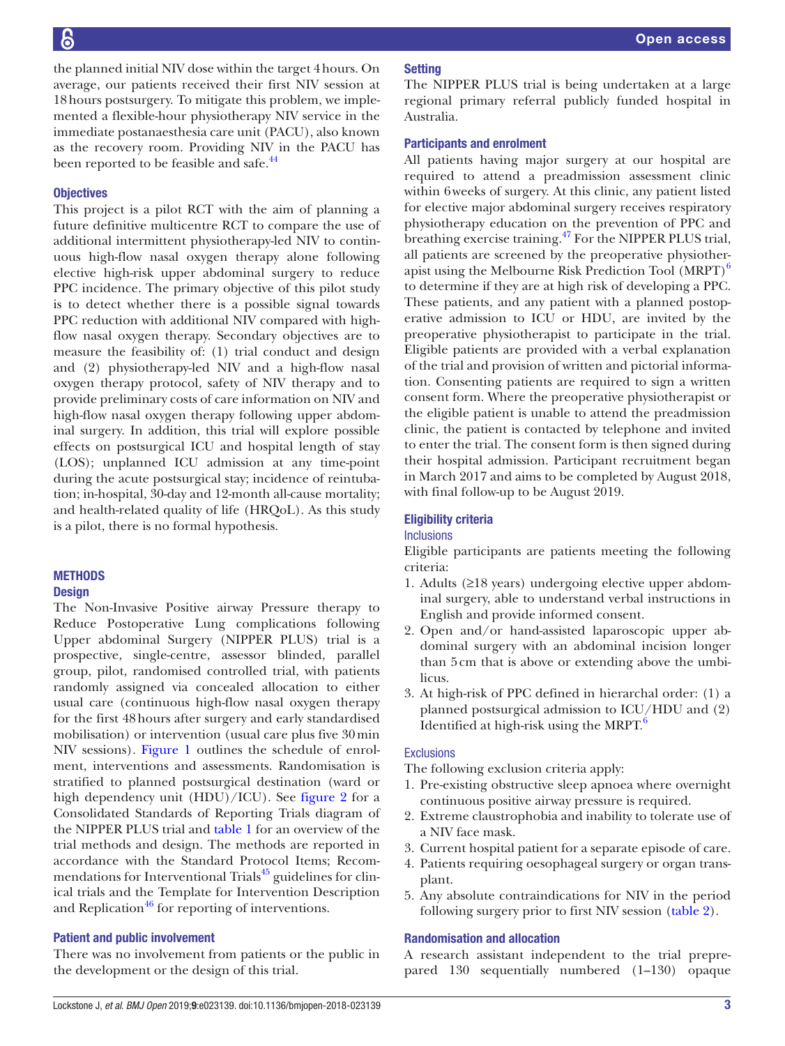the planned initial NIV dose within the target 4 hours. On average, our patients received their first NIV session at 18 hours postsurgery. To mitigate this problem, we implemented a flexible-hour physiotherapy NIV service in the immediate postanaesthesia care unit (PACU), also known as the recovery room. Providing NIV in the PACU has been reported to be feasible and safe.[44]

### Objectives

This project is a pilot RCT with the aim of planning a future definitive multicentre RCT to compare the use of additional intermittent physiotherapy-led NIV to continuous high-flow nasal oxygen therapy alone following elective high-risk upper abdominal surgery to reduce PPC incidence. The primary objective of this pilot study is to detect whether there is a possible signal towards PPC reduction with additional NIV compared with high-flow nasal oxygen therapy. Secondary objectives are to measure the feasibility of: (1) trial conduct and design and (2) physiotherapy-led NIV and a high-flow nasal oxygen therapy protocol, safety of NIV therapy and to provide preliminary costs of care information on NIV and high-flow nasal oxygen therapy following upper abdominal surgery. In addition, this trial will explore possible effects on postsurgical ICU and hospital length of stay (LOS); unplanned ICU admission at any time-point during the acute postsurgical stay; incidence of reintubation; in-hospital, 30-day and 12-month all-cause mortality; and health-related quality of life (HRQoL). As this study is a pilot, there is no formal hypothesis.

## METHODS

### Design

The Non-Invasive Positive airway Pressure therapy to Reduce Postoperative Lung complications following Upper abdominal Surgery (NIPPER PLUS) trial is a prospective, single-centre, assessor blinded, parallel group, pilot, randomised controlled trial, with patients randomly assigned via concealed allocation to either usual care (continuous high-flow nasal oxygen therapy for the first 48 hours after surgery and early standardised mobilisation) or intervention (usual care plus five 30 min NIV sessions). Figure 1 outlines the schedule of enrolment, interventions and assessments. Randomisation is stratified to planned postsurgical destination (ward or high dependency unit (HDU)/ICU). See figure 2 for a Consolidated Standards of Reporting Trials diagram of the NIPPER PLUS trial and table 1 for an overview of the trial methods and design. The methods are reported in accordance with the Standard Protocol Items; Recommendations for Interventional Trials[45] guidelines for clinical trials and the Template for Intervention Description and Replication[46] for reporting of interventions.

### Patient and public involvement

There was no involvement from patients or the public in the development or the design of this trial.

### Setting

The NIPPER PLUS trial is being undertaken at a large regional primary referral publicly funded hospital in Australia.

### Participants and enrolment

All patients having major surgery at our hospital are required to attend a preadmission assessment clinic within 6 weeks of surgery. At this clinic, any patient listed for elective major abdominal surgery receives respiratory physiotherapy education on the prevention of PPC and breathing exercise training.[47] For the NIPPER PLUS trial, all patients are screened by the preoperative physiotherapist using the Melbourne Risk Prediction Tool (MRPT)[6] to determine if they are at high risk of developing a PPC. These patients, and any patient with a planned postoperative admission to ICU or HDU, are invited by the preoperative physiotherapist to participate in the trial. Eligible patients are provided with a verbal explanation of the trial and provision of written and pictorial information. Consenting patients are required to sign a written consent form. Where the preoperative physiotherapist or the eligible patient is unable to attend the preadmission clinic, the patient is contacted by telephone and invited to enter the trial. The consent form is then signed during their hospital admission. Participant recruitment began in March 2017 and aims to be completed by August 2018, with final follow-up to be August 2019.

### Eligibility criteria

#### Inclusions

Eligible participants are patients meeting the following criteria:

1. Adults (≥18 years) undergoing elective upper abdominal surgery, able to understand verbal instructions in English and provide informed consent.
2. Open and/or hand-assisted laparoscopic upper abdominal surgery with an abdominal incision longer than 5 cm that is above or extending above the umbilicus.
3. At high-risk of PPC defined in hierarchal order: (1) a planned postsurgical admission to ICU/HDU and (2) Identified at high-risk using the MRPT.[6]

#### Exclusions

The following exclusion criteria apply:

1. Pre-existing obstructive sleep apnoea where overnight continuous positive airway pressure is required.
2. Extreme claustrophobia and inability to tolerate use of a NIV face mask.
3. Current hospital patient for a separate episode of care.
4. Patients requiring oesophageal surgery or organ transplant.
5. Any absolute contraindications for NIV in the period following surgery prior to first NIV session (table 2).

### Randomisation and allocation

A research assistant independent to the trial prepared 130 sequentially numbered (1–130) opaque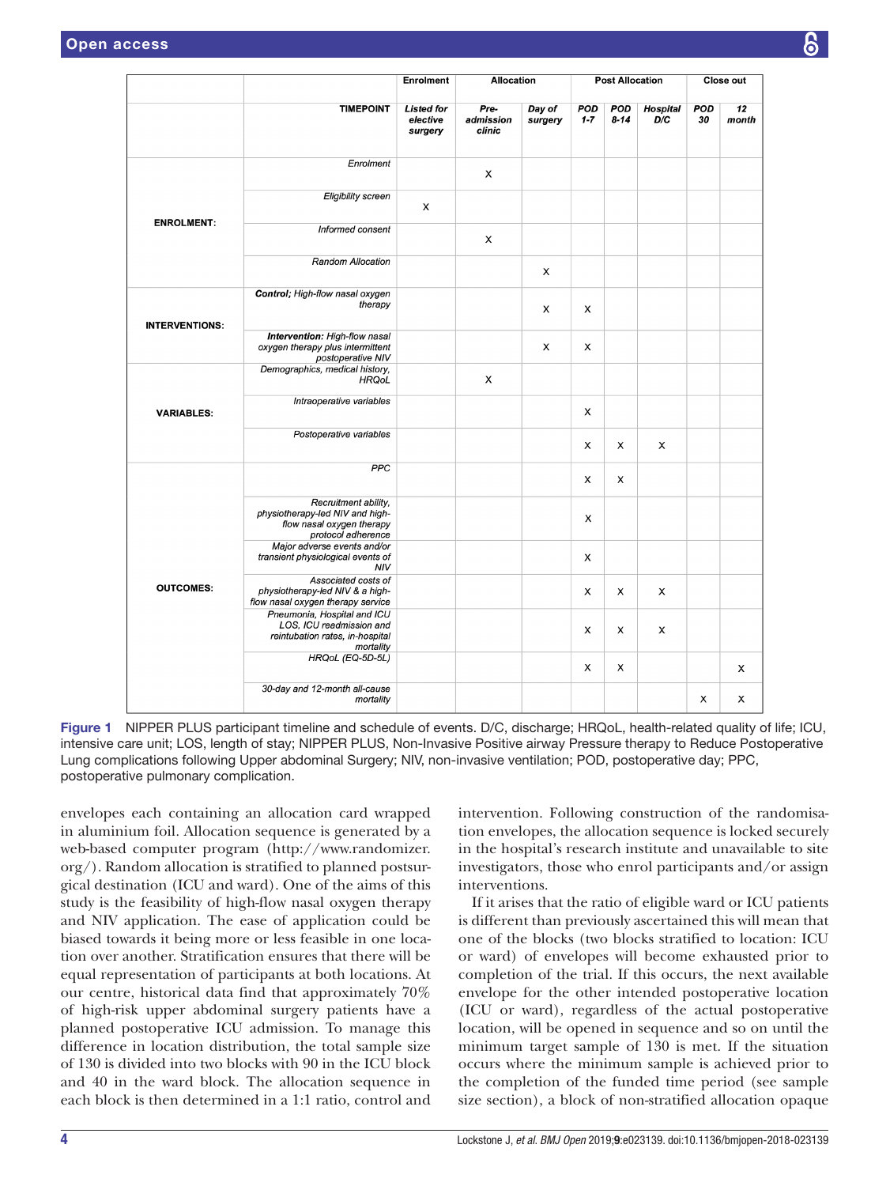| | | Enrolment | Allocation | | Post Allocation | | | Close out | |
|---|---|---|---|---|---|---|---|---|---|
| | **TIMEPOINT** | ***Listed for elective surgery*** | ***Pre-admission clinic*** | ***Day of surgery*** | ***POD 1-7*** | ***POD 8-14*** | ***Hospital D/C*** | ***POD 30*** | ***12 month*** |
| **ENROLMENT:** | *Enrolment* | | X | | | | | | |
| | *Eligibility screen* | X | | | | | | | |
| | *Informed consent* | | X | | | | | | |
| | *Random Allocation* | | | X | | | | | |
| **INTERVENTIONS:** | ***Control;*** *High-flow nasal oxygen therapy* | | | X | X | | | | |
| | ***Intervention:*** *High-flow nasal oxygen therapy plus intermittent postoperative NIV* | | | X | X | | | | |
| **VARIABLES:** | *Demographics, medical history, HRQoL* | | X | | | | | | |
| | *Intraoperative variables* | | | | X | | | | |
| | *Postoperative variables* | | | | X | X | X | | |
| **OUTCOMES:** | *PPC* | | | | X | X | | | |
| | *Recruitment ability, physiotherapy-led NIV and high-flow nasal oxygen therapy protocol adherence* | | | | X | | | | |
| | *Major adverse events and/or transient physiological events of NIV* | | | | X | | | | |
| | *Associated costs of physiotherapy-led NIV & a high-flow nasal oxygen therapy service* | | | | X | X | X | | |
| | *Pneumonia, Hospital and ICU LOS, ICU readmission and reintubation rates, in-hospital mortality* | | | | X | X | X | | |
| | *HRQoL (EQ-5D-5L)* | | | | X | X | | | X |
| | *30-day and 12-month all-cause mortality* | | | | | | | X | X |

**Figure 1** NIPPER PLUS participant timeline and schedule of events. D/C, discharge; HRQoL, health-related quality of life; ICU, intensive care unit; LOS, length of stay; NIPPER PLUS, Non-Invasive Positive airway Pressure therapy to Reduce Postoperative Lung complications following Upper abdominal Surgery; NIV, non-invasive ventilation; POD, postoperative day; PPC, postoperative pulmonary complication.

envelopes each containing an allocation card wrapped in aluminium foil. Allocation sequence is generated by a web-based computer program (http://www.randomizer.org/). Random allocation is stratified to planned postsurgical destination (ICU and ward). One of the aims of this study is the feasibility of high-flow nasal oxygen therapy and NIV application. The ease of application could be biased towards it being more or less feasible in one location over another. Stratification ensures that there will be equal representation of participants at both locations. At our centre, historical data find that approximately 70% of high-risk upper abdominal surgery patients have a planned postoperative ICU admission. To manage this difference in location distribution, the total sample size of 130 is divided into two blocks with 90 in the ICU block and 40 in the ward block. The allocation sequence in each block is then determined in a 1:1 ratio, control and intervention. Following construction of the randomisation envelopes, the allocation sequence is locked securely in the hospital's research institute and unavailable to site investigators, those who enrol participants and/or assign interventions.

If it arises that the ratio of eligible ward or ICU patients is different than previously ascertained this will mean that one of the blocks (two blocks stratified to location: ICU or ward) of envelopes will become exhausted prior to completion of the trial. If this occurs, the next available envelope for the other intended postoperative location (ICU or ward), regardless of the actual postoperative location, will be opened in sequence and so on until the minimum target sample of 130 is met. If the situation occurs where the minimum sample is achieved prior to the completion of the funded time period (see sample size section), a block of non-stratified allocation opaque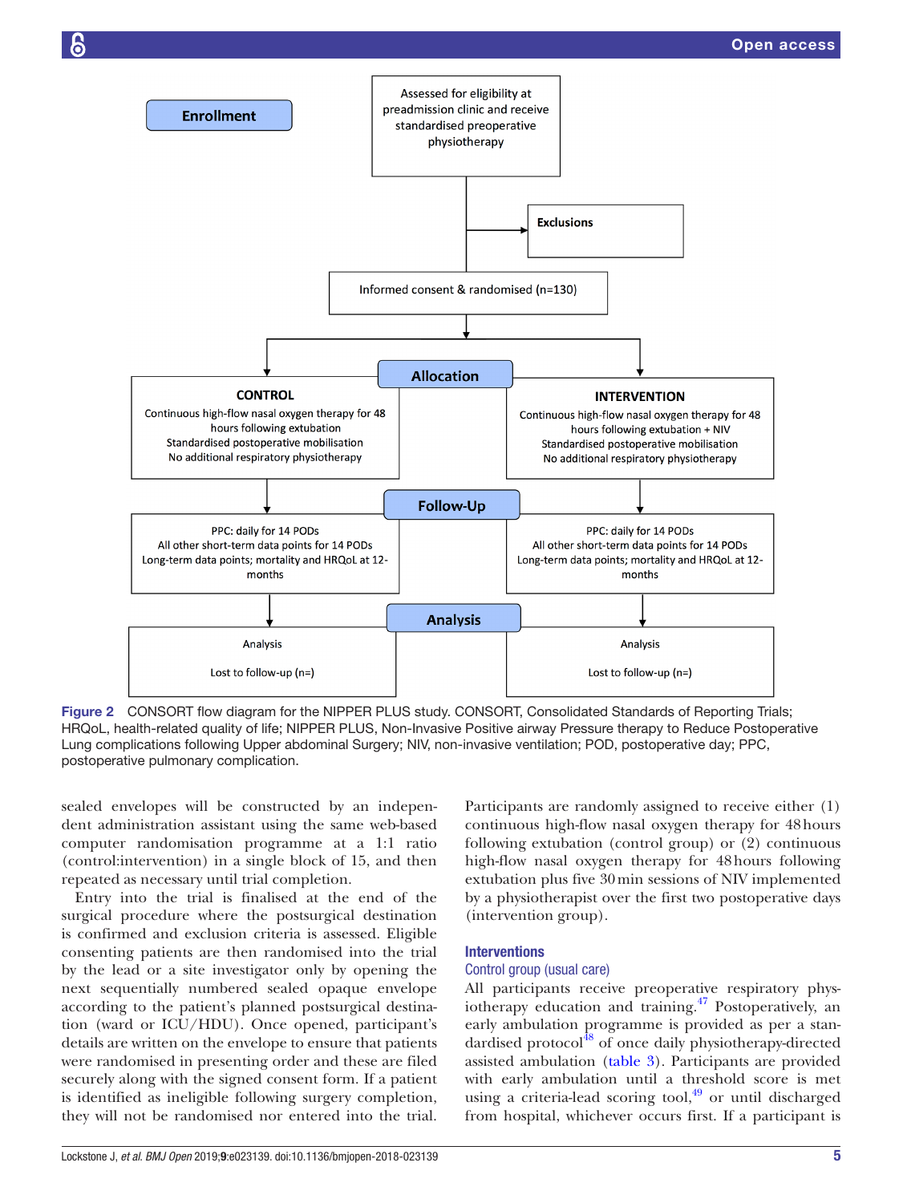Enrollment

Assessed for eligibility at preadmission clinic and receive standardised preoperative physiotherapy

Exclusions

Informed consent & randomised (n=130)

Allocation

**CONTROL**
Continuous high-flow nasal oxygen therapy for 48 hours following extubation
Standardised postoperative mobilisation
No additional respiratory physiotherapy

**INTERVENTION**
Continuous high-flow nasal oxygen therapy for 48 hours following extubation + NIV
Standardised postoperative mobilisation
No additional respiratory physiotherapy

Follow-Up

PPC: daily for 14 PODs
All other short-term data points for 14 PODs
Long-term data points; mortality and HRQoL at 12-months

PPC: daily for 14 PODs
All other short-term data points for 14 PODs
Long-term data points; mortality and HRQoL at 12-months

Analysis

Analysis
Lost to follow-up (n=)

Analysis
Lost to follow-up (n=)

**Figure 2** CONSORT flow diagram for the NIPPER PLUS study. CONSORT, Consolidated Standards of Reporting Trials; HRQoL, health-related quality of life; NIPPER PLUS, Non-Invasive Positive airway Pressure therapy to Reduce Postoperative Lung complications following Upper abdominal Surgery; NIV, non-invasive ventilation; POD, postoperative day; PPC, postoperative pulmonary complication.

sealed envelopes will be constructed by an independent administration assistant using the same web-based computer randomisation programme at a 1:1 ratio (control:intervention) in a single block of 15, and then repeated as necessary until trial completion.

Entry into the trial is finalised at the end of the surgical procedure where the postsurgical destination is confirmed and exclusion criteria is assessed. Eligible consenting patients are then randomised into the trial by the lead or a site investigator only by opening the next sequentially numbered sealed opaque envelope according to the patient's planned postsurgical destination (ward or ICU/HDU). Once opened, participant's details are written on the envelope to ensure that patients were randomised in presenting order and these are filed securely along with the signed consent form. If a patient is identified as ineligible following surgery completion, they will not be randomised nor entered into the trial.

Participants are randomly assigned to receive either (1) continuous high-flow nasal oxygen therapy for 48 hours following extubation (control group) or (2) continuous high-flow nasal oxygen therapy for 48 hours following extubation plus five 30 min sessions of NIV implemented by a physiotherapist over the first two postoperative days (intervention group).

## Interventions

### Control group (usual care)

All participants receive preoperative respiratory physiotherapy education and training.[47] Postoperatively, an early ambulation programme is provided as per a standardised protocol[48] of once daily physiotherapy-directed assisted ambulation (table 3). Participants are provided with early ambulation until a threshold score is met using a criteria-lead scoring tool,[49] or until discharged from hospital, whichever occurs first. If a participant is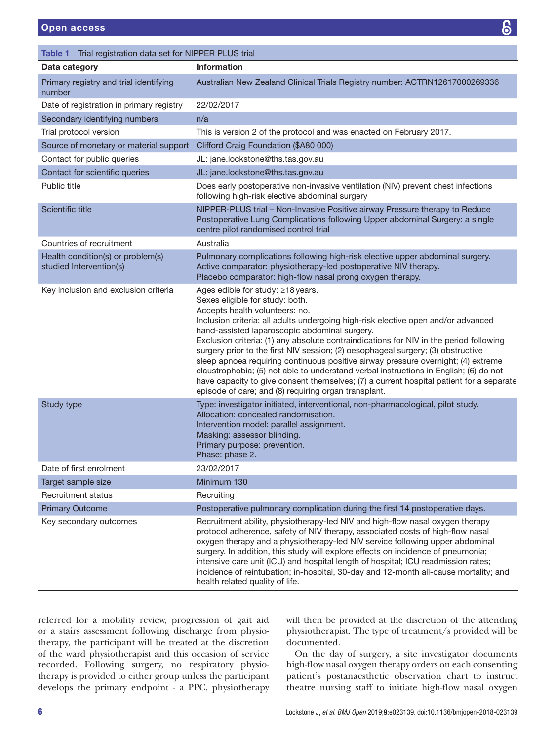**Table 1** Trial registration data set for NIPPER PLUS trial

| Data category | Information |
|---|---|
| Primary registry and trial identifying number | Australian New Zealand Clinical Trials Registry number: ACTRN12617000269336 |
| Date of registration in primary registry | 22/02/2017 |
| Secondary identifying numbers | n/a |
| Trial protocol version | This is version 2 of the protocol and was enacted on February 2017. |
| Source of monetary or material support | Clifford Craig Foundation ($A80 000) |
| Contact for public queries | JL: jane.lockstone@ths.tas.gov.au |
| Contact for scientific queries | JL: jane.lockstone@ths.tas.gov.au |
| Public title | Does early postoperative non-invasive ventilation (NIV) prevent chest infections following high-risk elective abdominal surgery |
| Scientific title | NIPPER-PLUS trial – Non-Invasive Positive airway Pressure therapy to Reduce Postoperative Lung Complications following Upper abdominal Surgery: a single centre pilot randomised control trial |
| Countries of recruitment | Australia |
| Health condition(s) or problem(s) studied Intervention(s) | Pulmonary complications following high-risk elective upper abdominal surgery.<br>Active comparator: physiotherapy-led postoperative NIV therapy.<br>Placebo comparator: high-flow nasal prong oxygen therapy. |
| Key inclusion and exclusion criteria | Ages edible for study: ≥18 years.<br>Sexes eligible for study: both.<br>Accepts health volunteers: no.<br>Inclusion criteria: all adults undergoing high-risk elective open and/or advanced hand-assisted laparoscopic abdominal surgery.<br>Exclusion criteria: (1) any absolute contraindications for NIV in the period following surgery prior to the first NIV session; (2) oesophageal surgery; (3) obstructive sleep apnoea requiring continuous positive airway pressure overnight; (4) extreme claustrophobia; (5) not able to understand verbal instructions in English; (6) do not have capacity to give consent themselves; (7) a current hospital patient for a separate episode of care; and (8) requiring organ transplant. |
| Study type | Type: investigator initiated, interventional, non-pharmacological, pilot study.<br>Allocation: concealed randomisation.<br>Intervention model: parallel assignment.<br>Masking: assessor blinding.<br>Primary purpose: prevention.<br>Phase: phase 2. |
| Date of first enrolment | 23/02/2017 |
| Target sample size | Minimum 130 |
| Recruitment status | Recruiting |
| Primary Outcome | Postoperative pulmonary complication during the first 14 postoperative days. |
| Key secondary outcomes | Recruitment ability, physiotherapy-led NIV and high-flow nasal oxygen therapy protocol adherence, safety of NIV therapy, associated costs of high-flow nasal oxygen therapy and a physiotherapy-led NIV service following upper abdominal surgery. In addition, this study will explore effects on incidence of pneumonia; intensive care unit (ICU) and hospital length of hospital; ICU readmission rates; incidence of reintubation; in-hospital, 30-day and 12-month all-cause mortality; and health related quality of life. |

referred for a mobility review, progression of gait aid or a stairs assessment following discharge from physiotherapy, the participant will be treated at the discretion of the ward physiotherapist and this occasion of service recorded. Following surgery, no respiratory physiotherapy is provided to either group unless the participant develops the primary endpoint - a PPC, physiotherapy will then be provided at the discretion of the attending physiotherapist. The type of treatment/s provided will be documented.

On the day of surgery, a site investigator documents high-flow nasal oxygen therapy orders on each consenting patient's postanaesthetic observation chart to instruct theatre nursing staff to initiate high-flow nasal oxygen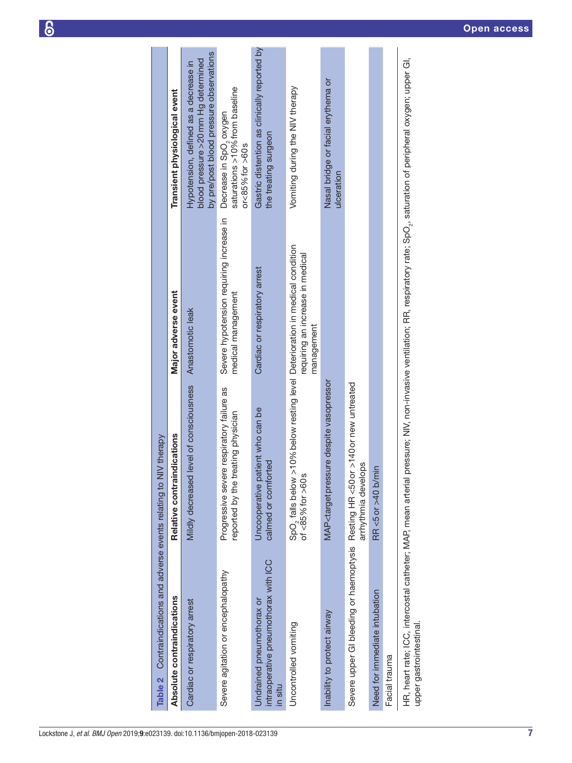**Table 2** Contraindications and adverse events relating to NIV therapy

| Absolute contraindications | Relative contraindications | Major adverse event | Transient physiological event |
|---|---|---|---|
| Cardiac or respiratory arrest | Mildly decreased level of consciousness | Anastomotic leak | Hypotension, defined as a decrease in blood pressure >20 mm Hg determined by pre/post blood pressure observations |
| Severe agitation or encephalopathy | Progressive severe respiratory failure as reported by the treating physician | Severe hypotension requiring increase in medical management | Decrease in $SpO_2$ oxygen saturations >10% from baseline or <85% for >60 s |
| Undrained pneumothorax or intraoperative pneumothorax with ICC in situ | Uncooperative patient who can be calmed or comforted | Cardiac or respiratory arrest | Gastric distention as clinically reported by the treating surgeon |
| Uncontrolled vomiting | $SpO_2$ falls below >10% below resting level of <85% for >60 s | Deterioration in medical condition requiring an increase in medical management | Vomiting during the NIV therapy |
| Inability to protect airway | MAP<target pressure despite vasopressor | | Nasal bridge or facial erythema or ulceration |
| Severe upper GI bleeding or haemoptysis | Resting HR <50 or >140 or new untreated arrhythmia develops | | |
| Need for immediate intubation | RR <5 or >40 b/min | | |
| Facial trauma | | | |

HR, heart rate; ICC, intercostal catheter; MAP, mean arterial pressure; NIV, non-invasive ventilation; RR, respiratory rate; $SpO_2$, saturation of peripheral oxygen; upper GI, upper gastrointestinal.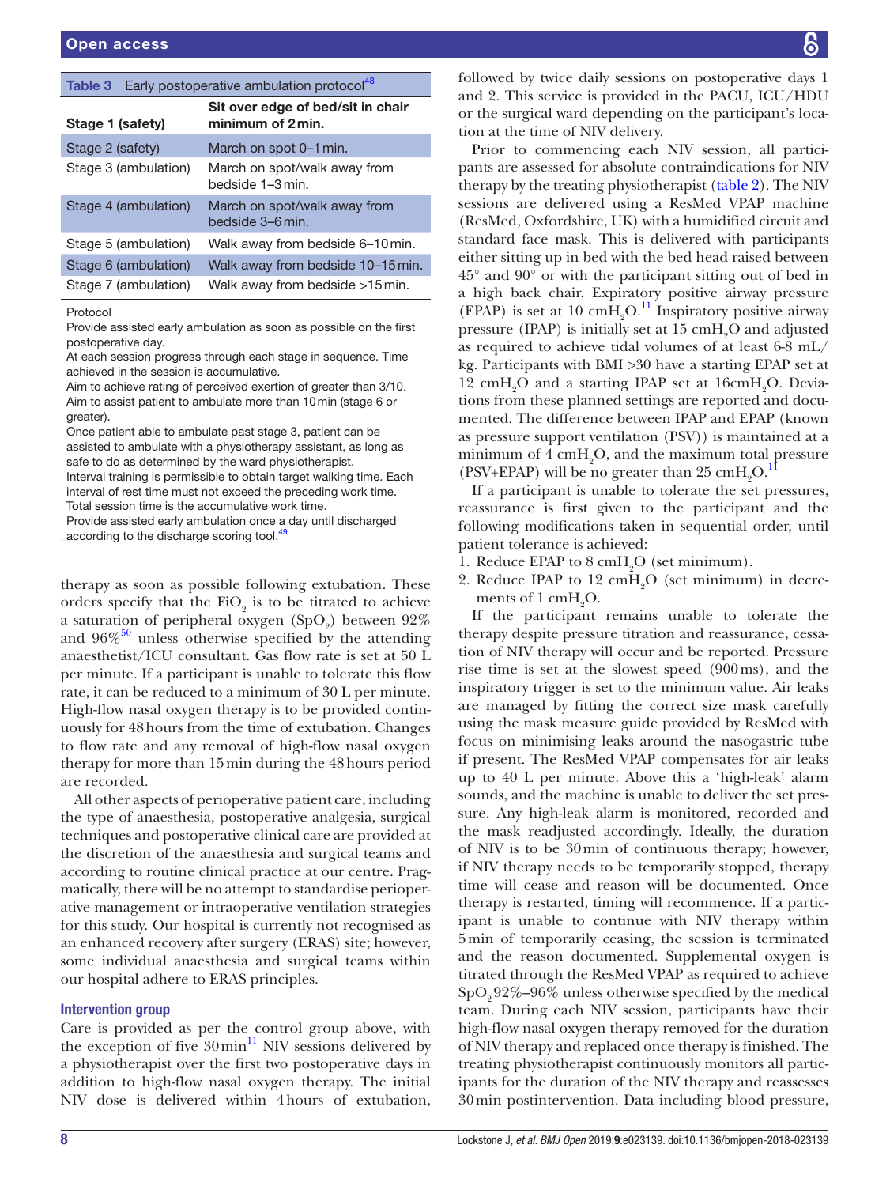**Table 3** Early postoperative ambulation protocol[48]

| Stage 1 (safety) | Sit over edge of bed/sit in chair minimum of 2 min. |
|---|---|
| Stage 2 (safety) | March on spot 0–1 min. |
| Stage 3 (ambulation) | March on spot/walk away from bedside 1–3 min. |
| Stage 4 (ambulation) | March on spot/walk away from bedside 3–6 min. |
| Stage 5 (ambulation) | Walk away from bedside 6–10 min. |
| Stage 6 (ambulation) | Walk away from bedside 10–15 min. |
| Stage 7 (ambulation) | Walk away from bedside >15 min. |

Protocol
Provide assisted early ambulation as soon as possible on the first postoperative day.
At each session progress through each stage in sequence. Time achieved in the session is accumulative.
Aim to achieve rating of perceived exertion of greater than 3/10.
Aim to assist patient to ambulate more than 10 min (stage 6 or greater).
Once patient able to ambulate past stage 3, patient can be assisted to ambulate with a physiotherapy assistant, as long as safe to do as determined by the ward physiotherapist.
Interval training is permissible to obtain target walking time. Each interval of rest time must not exceed the preceding work time.
Total session time is the accumulative work time.
Provide assisted early ambulation once a day until discharged according to the discharge scoring tool.[49]

therapy as soon as possible following extubation. These orders specify that the $FiO_2$ is to be titrated to achieve a saturation of peripheral oxygen ($SpO_2$) between 92% and 96%[50] unless otherwise specified by the attending anaesthetist/ICU consultant. Gas flow rate is set at 50 L per minute. If a participant is unable to tolerate this flow rate, it can be reduced to a minimum of 30 L per minute. High-flow nasal oxygen therapy is to be provided continuously for 48 hours from the time of extubation. Changes to flow rate and any removal of high-flow nasal oxygen therapy for more than 15 min during the 48 hours period are recorded.

All other aspects of perioperative patient care, including the type of anaesthesia, postoperative analgesia, surgical techniques and postoperative clinical care are provided at the discretion of the anaesthesia and surgical teams and according to routine clinical practice at our centre. Pragmatically, there will be no attempt to standardise perioperative management or intraoperative ventilation strategies for this study. Our hospital is currently not recognised as an enhanced recovery after surgery (ERAS) site; however, some individual anaesthesia and surgical teams within our hospital adhere to ERAS principles.

### Intervention group

Care is provided as per the control group above, with the exception of five 30 min[11] NIV sessions delivered by a physiotherapist over the first two postoperative days in addition to high-flow nasal oxygen therapy. The initial NIV dose is delivered within 4 hours of extubation, followed by twice daily sessions on postoperative days 1 and 2. This service is provided in the PACU, ICU/HDU or the surgical ward depending on the participant's location at the time of NIV delivery.

Prior to commencing each NIV session, all participants are assessed for absolute contraindications for NIV therapy by the treating physiotherapist (table 2). The NIV sessions are delivered using a ResMed VPAP machine (ResMed, Oxfordshire, UK) with a humidified circuit and standard face mask. This is delivered with participants either sitting up in bed with the bed head raised between 45° and 90° or with the participant sitting out of bed in a high back chair. Expiratory positive airway pressure (EPAP) is set at 10 $cmH_2O$.[11] Inspiratory positive airway pressure (IPAP) is initially set at 15 $cmH_2O$ and adjusted as required to achieve tidal volumes of at least 6-8 mL/kg. Participants with BMI >30 have a starting EPAP set at 12 $cmH_2O$ and a starting IPAP set at 16 $cmH_2O$. Deviations from these planned settings are reported and documented. The difference between IPAP and EPAP (known as pressure support ventilation (PSV)) is maintained at a minimum of 4 $cmH_2O$, and the maximum total pressure (PSV+EPAP) will be no greater than 25 $cmH_2O$.[11]

If a participant is unable to tolerate the set pressures, reassurance is first given to the participant and the following modifications taken in sequential order, until patient tolerance is achieved:

1. Reduce EPAP to 8 $cmH_2O$ (set minimum).
2. Reduce IPAP to 12 $cmH_2O$ (set minimum) in decrements of 1 $cmH_2O$.

If the participant remains unable to tolerate the therapy despite pressure titration and reassurance, cessation of NIV therapy will occur and be reported. Pressure rise time is set at the slowest speed (900 ms), and the inspiratory trigger is set to the minimum value. Air leaks are managed by fitting the correct size mask carefully using the mask measure guide provided by ResMed with focus on minimising leaks around the nasogastric tube if present. The ResMed VPAP compensates for air leaks up to 40 L per minute. Above this a 'high-leak' alarm sounds, and the machine is unable to deliver the set pressure. Any high-leak alarm is monitored, recorded and the mask readjusted accordingly. Ideally, the duration of NIV is to be 30 min of continuous therapy; however, if NIV therapy needs to be temporarily stopped, therapy time will cease and reason will be documented. Once therapy is restarted, timing will recommence. If a participant is unable to continue with NIV therapy within 5 min of temporarily ceasing, the session is terminated and the reason documented. Supplemental oxygen is titrated through the ResMed VPAP as required to achieve $SpO_2$ 92%–96% unless otherwise specified by the medical team. During each NIV session, participants have their high-flow nasal oxygen therapy removed for the duration of NIV therapy and replaced once therapy is finished. The treating physiotherapist continuously monitors all participants for the duration of the NIV therapy and reassesses 30 min postintervention. Data including blood pressure,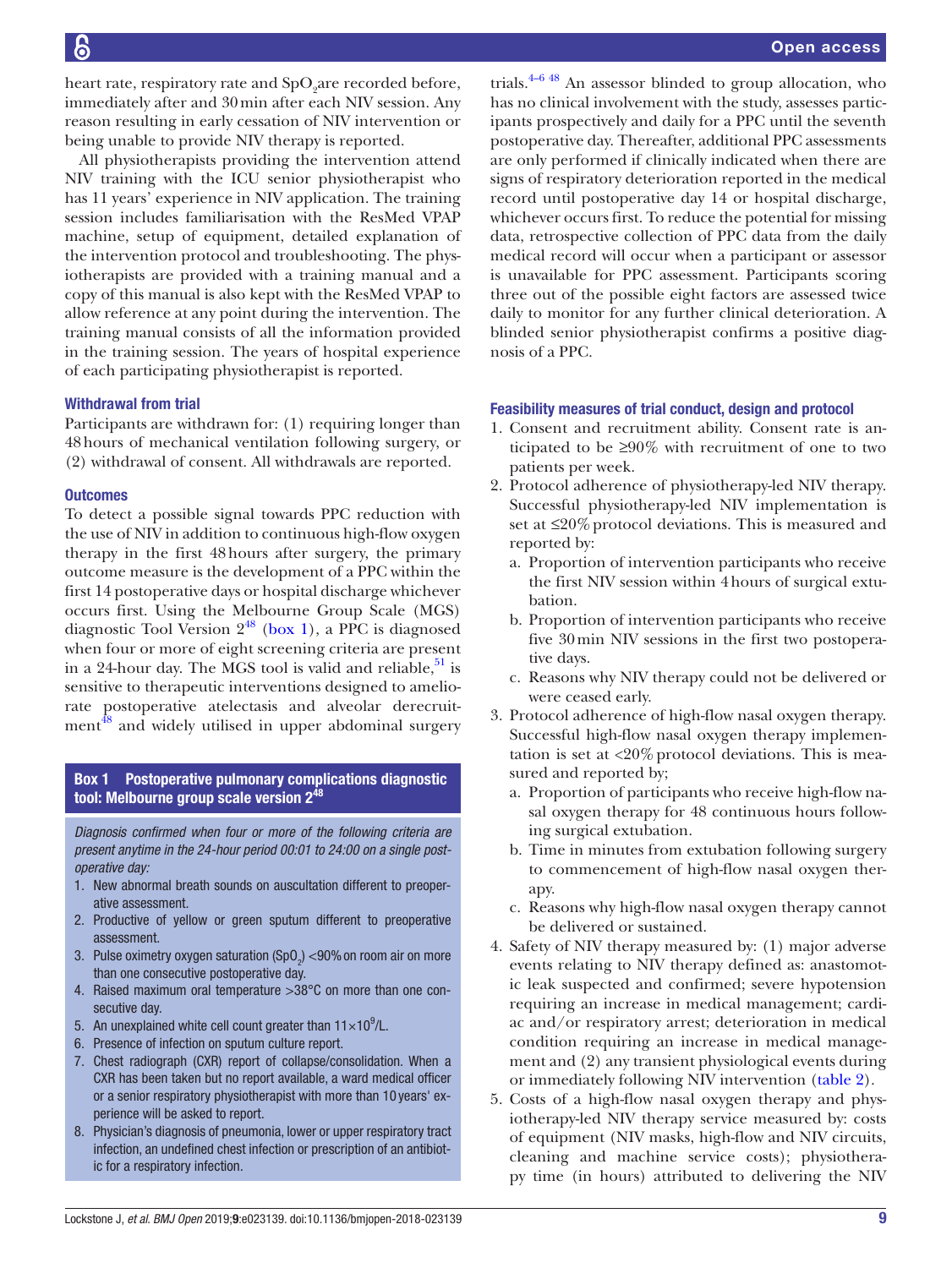heart rate, respiratory rate and $SpO_2$ are recorded before, immediately after and 30 min after each NIV session. Any reason resulting in early cessation of NIV intervention or being unable to provide NIV therapy is reported.

All physiotherapists providing the intervention attend NIV training with the ICU senior physiotherapist who has 11 years' experience in NIV application. The training session includes familiarisation with the ResMed VPAP machine, setup of equipment, detailed explanation of the intervention protocol and troubleshooting. The physiotherapists are provided with a training manual and a copy of this manual is also kept with the ResMed VPAP to allow reference at any point during the intervention. The training manual consists of all the information provided in the training session. The years of hospital experience of each participating physiotherapist is reported.

### Withdrawal from trial

Participants are withdrawn for: (1) requiring longer than 48 hours of mechanical ventilation following surgery, or (2) withdrawal of consent. All withdrawals are reported.

### Outcomes

To detect a possible signal towards PPC reduction with the use of NIV in addition to continuous high-flow oxygen therapy in the first 48 hours after surgery, the primary outcome measure is the development of a PPC within the first 14 postoperative days or hospital discharge whichever occurs first. Using the Melbourne Group Scale (MGS) diagnostic Tool Version 2[48] (box 1), a PPC is diagnosed when four or more of eight screening criteria are present in a 24-hour day. The MGS tool is valid and reliable,[51] is sensitive to therapeutic interventions designed to ameliorate postoperative atelectasis and alveolar derecruitment[48] and widely utilised in upper abdominal surgery trials.[4–6 48] An assessor blinded to group allocation, who has no clinical involvement with the study, assesses participants prospectively and daily for a PPC until the seventh postoperative day. Thereafter, additional PPC assessments are only performed if clinically indicated when there are signs of respiratory deterioration reported in the medical record until postoperative day 14 or hospital discharge, whichever occurs first. To reduce the potential for missing data, retrospective collection of PPC data from the daily medical record will occur when a participant or assessor is unavailable for PPC assessment. Participants scoring three out of the possible eight factors are assessed twice daily to monitor for any further clinical deterioration. A blinded senior physiotherapist confirms a positive diagnosis of a PPC.

**Box 1 Postoperative pulmonary complications diagnostic tool: Melbourne group scale version 2[48]**

*Diagnosis confirmed when four or more of the following criteria are present anytime in the 24-hour period 00:01 to 24:00 on a single postoperative day:*

1. New abnormal breath sounds on auscultation different to preoperative assessment.
2. Productive of yellow or green sputum different to preoperative assessment.
3. Pulse oximetry oxygen saturation ($SpO_2$) <90% on room air on more than one consecutive postoperative day.
4. Raised maximum oral temperature >38°C on more than one consecutive day.
5. An unexplained white cell count greater than $11\times10^9$/L.
6. Presence of infection on sputum culture report.
7. Chest radiograph (CXR) report of collapse/consolidation. When a CXR has been taken but no report available, a ward medical officer or a senior respiratory physiotherapist with more than 10 years' experience will be asked to report.
8. Physician's diagnosis of pneumonia, lower or upper respiratory tract infection, an undefined chest infection or prescription of an antibiotic for a respiratory infection.

### Feasibility measures of trial conduct, design and protocol

1. Consent and recruitment ability. Consent rate is anticipated to be ≥90% with recruitment of one to two patients per week.
2. Protocol adherence of physiotherapy-led NIV therapy. Successful physiotherapy-led NIV implementation is set at ≤20% protocol deviations. This is measured and reported by:
   a. Proportion of intervention participants who receive the first NIV session within 4 hours of surgical extubation.
   b. Proportion of intervention participants who receive five 30 min NIV sessions in the first two postoperative days.
   c. Reasons why NIV therapy could not be delivered or were ceased early.
3. Protocol adherence of high-flow nasal oxygen therapy. Successful high-flow nasal oxygen therapy implementation is set at <20% protocol deviations. This is measured and reported by;
   a. Proportion of participants who receive high-flow nasal oxygen therapy for 48 continuous hours following surgical extubation.
   b. Time in minutes from extubation following surgery to commencement of high-flow nasal oxygen therapy.
   c. Reasons why high-flow nasal oxygen therapy cannot be delivered or sustained.
4. Safety of NIV therapy measured by: (1) major adverse events relating to NIV therapy defined as: anastomotic leak suspected and confirmed; severe hypotension requiring an increase in medical management; cardiac and/or respiratory arrest; deterioration in medical condition requiring an increase in medical management and (2) any transient physiological events during or immediately following NIV intervention (table 2).
5. Costs of a high-flow nasal oxygen therapy and physiotherapy-led NIV therapy service measured by: costs of equipment (NIV masks, high-flow and NIV circuits, cleaning and machine service costs); physiotherapy time (in hours) attributed to delivering the NIV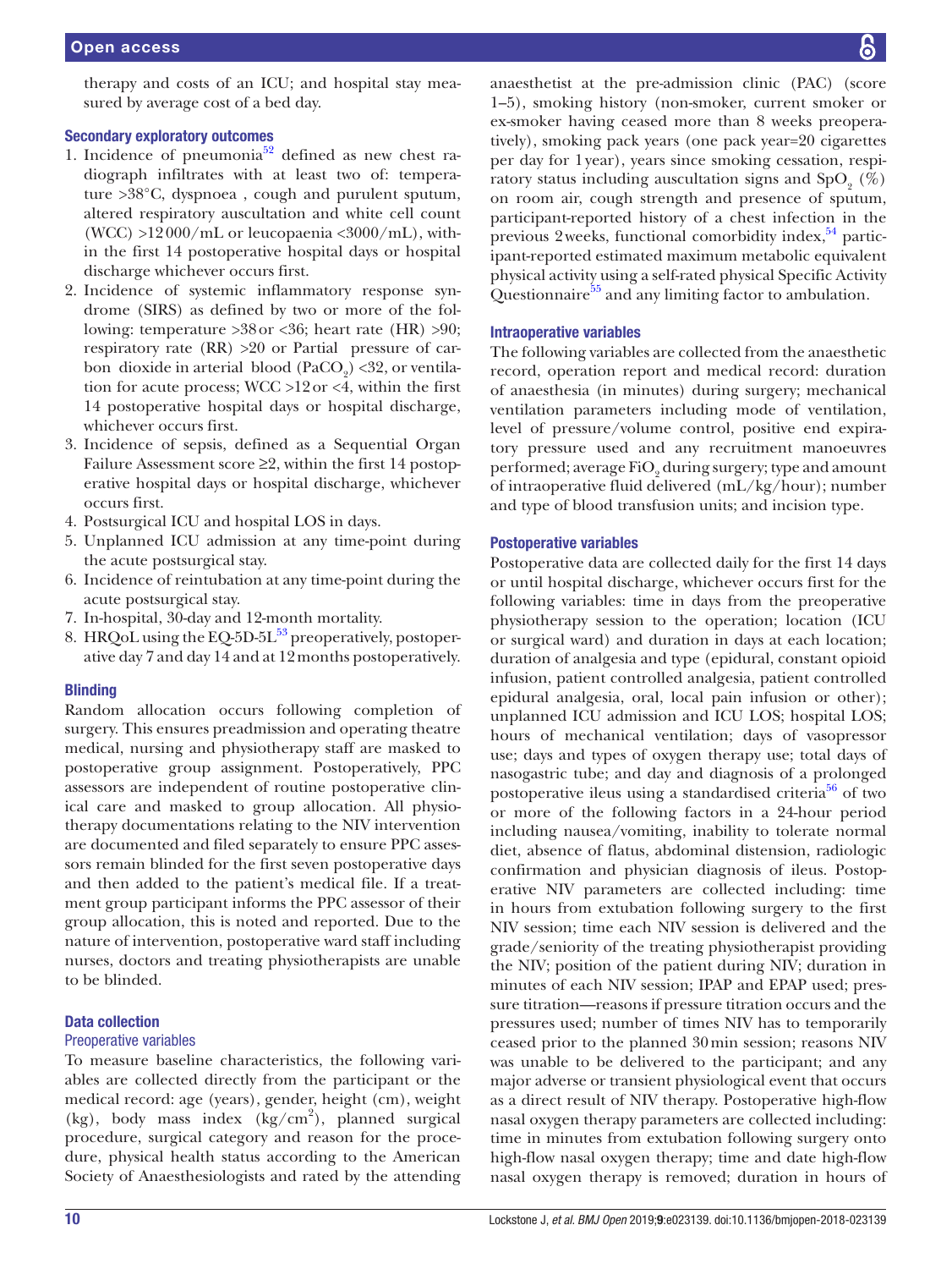therapy and costs of an ICU; and hospital stay measured by average cost of a bed day.

### Secondary exploratory outcomes

1. Incidence of pneumonia[52] defined as new chest radiograph infiltrates with at least two of: temperature >38°C, dyspnoea , cough and purulent sputum, altered respiratory auscultation and white cell count (WCC) >12 000/mL or leucopaenia <3000/mL), within the first 14 postoperative hospital days or hospital discharge whichever occurs first.
2. Incidence of systemic inflammatory response syndrome (SIRS) as defined by two or more of the following: temperature >38 or <36; heart rate (HR) >90; respiratory rate (RR) >20 or Partial pressure of carbon dioxide in arterial blood ($PaCO_2$) <32, or ventilation for acute process; WCC >12 or <4, within the first 14 postoperative hospital days or hospital discharge, whichever occurs first.
3. Incidence of sepsis, defined as a Sequential Organ Failure Assessment score ≥2, within the first 14 postoperative hospital days or hospital discharge, whichever occurs first.
4. Postsurgical ICU and hospital LOS in days.
5. Unplanned ICU admission at any time-point during the acute postsurgical stay.
6. Incidence of reintubation at any time-point during the acute postsurgical stay.
7. In-hospital, 30-day and 12-month mortality.
8. HRQoL using the EQ-5D-5L[53] preoperatively, postoperative day 7 and day 14 and at 12 months postoperatively.

### Blinding

Random allocation occurs following completion of surgery. This ensures preadmission and operating theatre medical, nursing and physiotherapy staff are masked to postoperative group assignment. Postoperatively, PPC assessors are independent of routine postoperative clinical care and masked to group allocation. All physiotherapy documentations relating to the NIV intervention are documented and filed separately to ensure PPC assessors remain blinded for the first seven postoperative days and then added to the patient's medical file. If a treatment group participant informs the PPC assessor of their group allocation, this is noted and reported. Due to the nature of intervention, postoperative ward staff including nurses, doctors and treating physiotherapists are unable to be blinded.

### Data collection

#### Preoperative variables

To measure baseline characteristics, the following variables are collected directly from the participant or the medical record: age (years), gender, height (cm), weight (kg), body mass index (kg/cm$^2$), planned surgical procedure, surgical category and reason for the procedure, physical health status according to the American Society of Anaesthesiologists and rated by the attending anaesthetist at the pre-admission clinic (PAC) (score 1–5), smoking history (non-smoker, current smoker or ex-smoker having ceased more than 8 weeks preoperatively), smoking pack years (one pack year=20 cigarettes per day for 1 year), years since smoking cessation, respiratory status including auscultation signs and $SpO_2$ (%) on room air, cough strength and presence of sputum, participant-reported history of a chest infection in the previous 2 weeks, functional comorbidity index,[54] participant-reported estimated maximum metabolic equivalent physical activity using a self-rated physical Specific Activity Questionnaire[55] and any limiting factor to ambulation.

### Intraoperative variables

The following variables are collected from the anaesthetic record, operation report and medical record: duration of anaesthesia (in minutes) during surgery; mechanical ventilation parameters including mode of ventilation, level of pressure/volume control, positive end expiratory pressure used and any recruitment manoeuvres performed; average $FiO_2$ during surgery; type and amount of intraoperative fluid delivered (mL/kg/hour); number and type of blood transfusion units; and incision type.

### Postoperative variables

Postoperative data are collected daily for the first 14 days or until hospital discharge, whichever occurs first for the following variables: time in days from the preoperative physiotherapy session to the operation; location (ICU or surgical ward) and duration in days at each location; duration of analgesia and type (epidural, constant opioid infusion, patient controlled analgesia, patient controlled epidural analgesia, oral, local pain infusion or other); unplanned ICU admission and ICU LOS; hospital LOS; hours of mechanical ventilation; days of vasopressor use; days and types of oxygen therapy use; total days of nasogastric tube; and day and diagnosis of a prolonged postoperative ileus using a standardised criteria[56] of two or more of the following factors in a 24-hour period including nausea/vomiting, inability to tolerate normal diet, absence of flatus, abdominal distension, radiologic confirmation and physician diagnosis of ileus. Postoperative NIV parameters are collected including: time in hours from extubation following surgery to the first NIV session; time each NIV session is delivered and the grade/seniority of the treating physiotherapist providing the NIV; position of the patient during NIV; duration in minutes of each NIV session; IPAP and EPAP used; pressure titration—reasons if pressure titration occurs and the pressures used; number of times NIV has to temporarily ceased prior to the planned 30 min session; reasons NIV was unable to be delivered to the participant; and any major adverse or transient physiological event that occurs as a direct result of NIV therapy. Postoperative high-flow nasal oxygen therapy parameters are collected including: time in minutes from extubation following surgery onto high-flow nasal oxygen therapy; time and date high-flow nasal oxygen therapy is removed; duration in hours of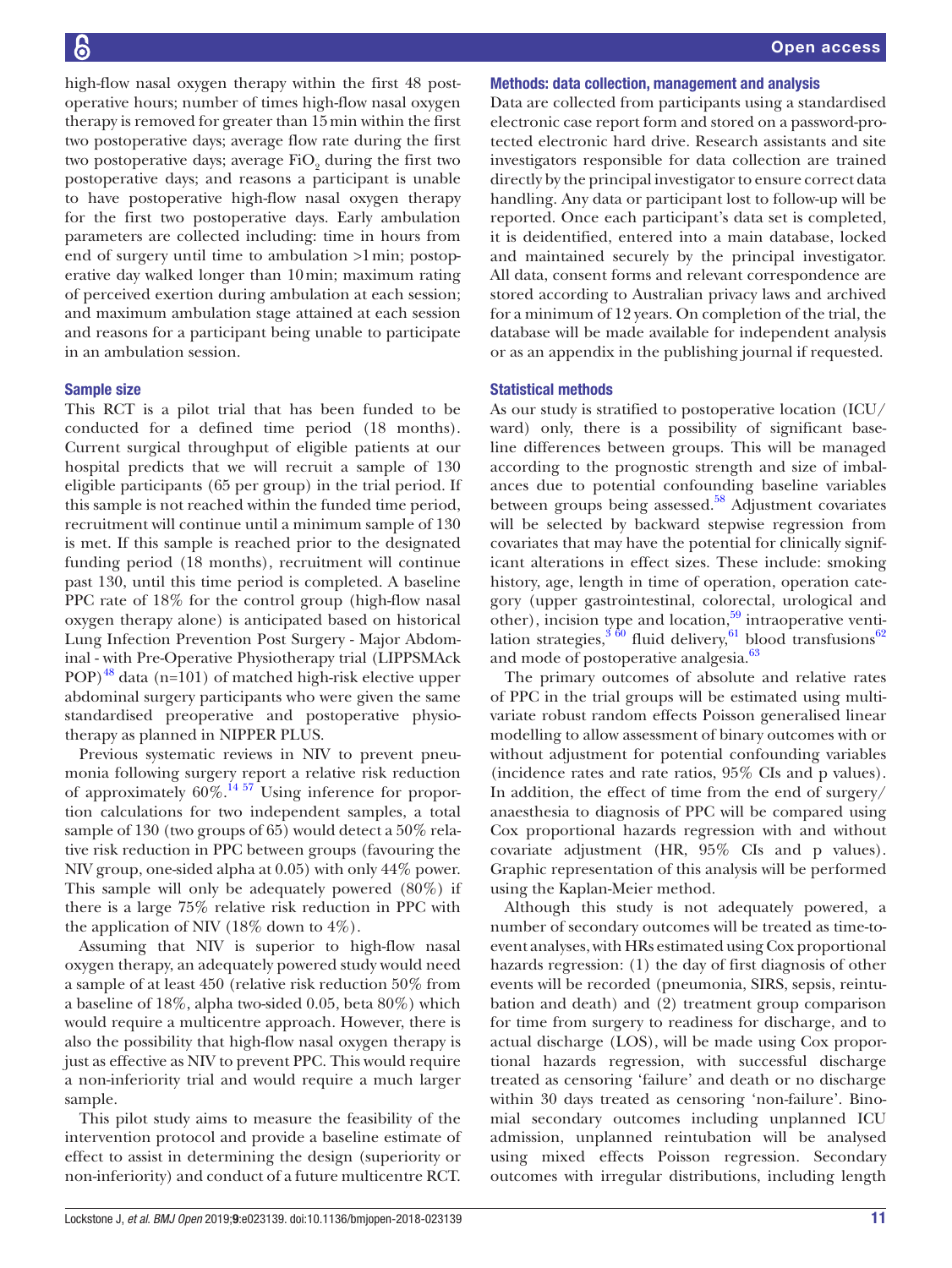high-flow nasal oxygen therapy within the first 48 postoperative hours; number of times high-flow nasal oxygen therapy is removed for greater than 15 min within the first two postoperative days; average flow rate during the first two postoperative days; average $FiO_2$ during the first two postoperative days; and reasons a participant is unable to have postoperative high-flow nasal oxygen therapy for the first two postoperative days. Early ambulation parameters are collected including: time in hours from end of surgery until time to ambulation >1 min; postoperative day walked longer than 10 min; maximum rating of perceived exertion during ambulation at each session; and maximum ambulation stage attained at each session and reasons for a participant being unable to participate in an ambulation session.

### Sample size

This RCT is a pilot trial that has been funded to be conducted for a defined time period (18 months). Current surgical throughput of eligible patients at our hospital predicts that we will recruit a sample of 130 eligible participants (65 per group) in the trial period. If this sample is not reached within the funded time period, recruitment will continue until a minimum sample of 130 is met. If this sample is reached prior to the designated funding period (18 months), recruitment will continue past 130, until this time period is completed. A baseline PPC rate of 18% for the control group (high-flow nasal oxygen therapy alone) is anticipated based on historical Lung Infection Prevention Post Surgery - Major Abdominal - with Pre-Operative Physiotherapy trial (LIPPSMAck POP)[48] data (n=101) of matched high-risk elective upper abdominal surgery participants who were given the same standardised preoperative and postoperative physiotherapy as planned in NIPPER PLUS.

Previous systematic reviews in NIV to prevent pneumonia following surgery report a relative risk reduction of approximately 60%.[14 57] Using inference for proportion calculations for two independent samples, a total sample of 130 (two groups of 65) would detect a 50% relative risk reduction in PPC between groups (favouring the NIV group, one-sided alpha at 0.05) with only 44% power. This sample will only be adequately powered (80%) if there is a large 75% relative risk reduction in PPC with the application of NIV (18% down to 4%).

Assuming that NIV is superior to high-flow nasal oxygen therapy, an adequately powered study would need a sample of at least 450 (relative risk reduction 50% from a baseline of 18%, alpha two-sided 0.05, beta 80%) which would require a multicentre approach. However, there is also the possibility that high-flow nasal oxygen therapy is just as effective as NIV to prevent PPC. This would require a non-inferiority trial and would require a much larger sample.

This pilot study aims to measure the feasibility of the intervention protocol and provide a baseline estimate of effect to assist in determining the design (superiority or non-inferiority) and conduct of a future multicentre RCT.

### Methods: data collection, management and analysis

Data are collected from participants using a standardised electronic case report form and stored on a password-protected electronic hard drive. Research assistants and site investigators responsible for data collection are trained directly by the principal investigator to ensure correct data handling. Any data or participant lost to follow-up will be reported. Once each participant's data set is completed, it is deidentified, entered into a main database, locked and maintained securely by the principal investigator. All data, consent forms and relevant correspondence are stored according to Australian privacy laws and archived for a minimum of 12 years. On completion of the trial, the database will be made available for independent analysis or as an appendix in the publishing journal if requested.

### Statistical methods

As our study is stratified to postoperative location (ICU/ward) only, there is a possibility of significant baseline differences between groups. This will be managed according to the prognostic strength and size of imbalances due to potential confounding baseline variables between groups being assessed.[58] Adjustment covariates will be selected by backward stepwise regression from covariates that may have the potential for clinically significant alterations in effect sizes. These include: smoking history, age, length in time of operation, operation category (upper gastrointestinal, colorectal, urological and other), incision type and location,[59] intraoperative ventilation strategies,[3 60] fluid delivery,[61] blood transfusions[62] and mode of postoperative analgesia.[63]

The primary outcomes of absolute and relative rates of PPC in the trial groups will be estimated using multivariate robust random effects Poisson generalised linear modelling to allow assessment of binary outcomes with or without adjustment for potential confounding variables (incidence rates and rate ratios, 95% CIs and p values). In addition, the effect of time from the end of surgery/anaesthesia to diagnosis of PPC will be compared using Cox proportional hazards regression with and without covariate adjustment (HR, 95% CIs and p values). Graphic representation of this analysis will be performed using the Kaplan-Meier method.

Although this study is not adequately powered, a number of secondary outcomes will be treated as time-to-event analyses, with HRs estimated using Cox proportional hazards regression: (1) the day of first diagnosis of other events will be recorded (pneumonia, SIRS, sepsis, reintubation and death) and (2) treatment group comparison for time from surgery to readiness for discharge, and to actual discharge (LOS), will be made using Cox proportional hazards regression, with successful discharge treated as censoring 'failure' and death or no discharge within 30 days treated as censoring 'non-failure'. Binomial secondary outcomes including unplanned ICU admission, unplanned reintubation will be analysed using mixed effects Poisson regression. Secondary outcomes with irregular distributions, including length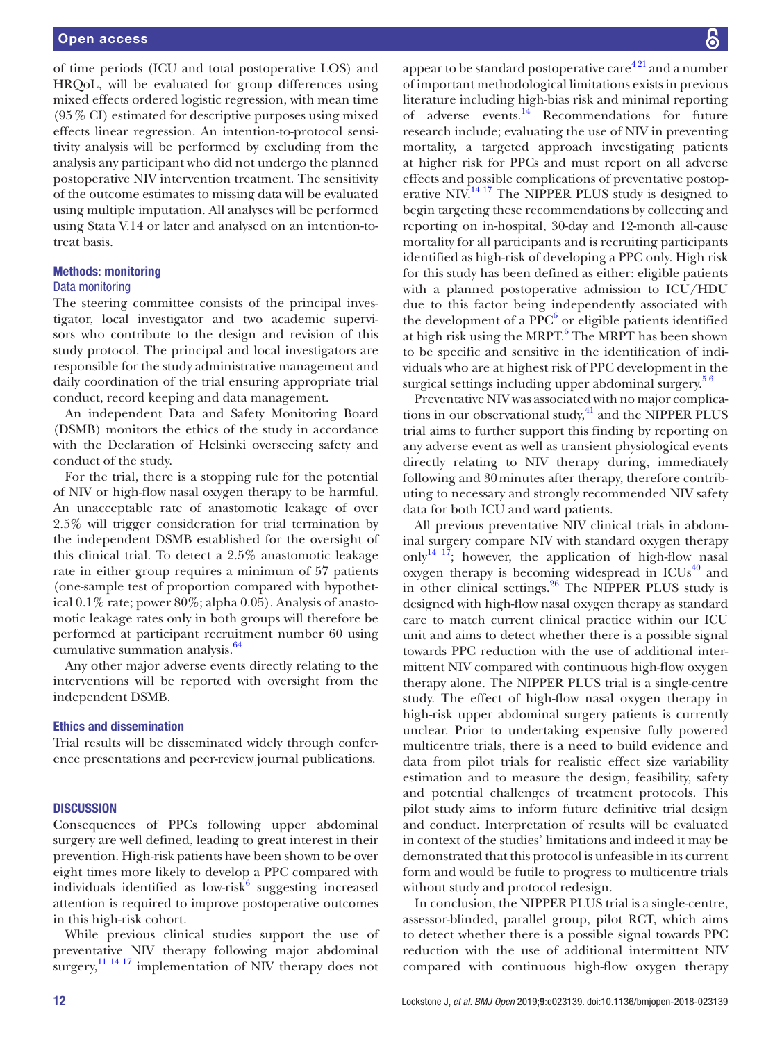of time periods (ICU and total postoperative LOS) and HRQoL, will be evaluated for group differences using mixed effects ordered logistic regression, with mean time (95% CI) estimated for descriptive purposes using mixed effects linear regression. An intention-to-protocol sensitivity analysis will be performed by excluding from the analysis any participant who did not undergo the planned postoperative NIV intervention treatment. The sensitivity of the outcome estimates to missing data will be evaluated using multiple imputation. All analyses will be performed using Stata V.14 or later and analysed on an intention-to-treat basis.

## Methods: monitoring

### Data monitoring

The steering committee consists of the principal investigator, local investigator and two academic supervisors who contribute to the design and revision of this study protocol. The principal and local investigators are responsible for the study administrative management and daily coordination of the trial ensuring appropriate trial conduct, record keeping and data management.

An independent Data and Safety Monitoring Board (DSMB) monitors the ethics of the study in accordance with the Declaration of Helsinki overseeing safety and conduct of the study.

For the trial, there is a stopping rule for the potential of NIV or high-flow nasal oxygen therapy to be harmful. An unacceptable rate of anastomotic leakage of over 2.5% will trigger consideration for trial termination by the independent DSMB established for the oversight of this clinical trial. To detect a 2.5% anastomotic leakage rate in either group requires a minimum of 57 patients (one-sample test of proportion compared with hypothetical 0.1% rate; power 80%; alpha 0.05). Analysis of anastomotic leakage rates only in both groups will therefore be performed at participant recruitment number 60 using cumulative summation analysis.[64]

Any other major adverse events directly relating to the interventions will be reported with oversight from the independent DSMB.

## Ethics and dissemination

Trial results will be disseminated widely through conference presentations and peer-review journal publications.

## DISCUSSION

Consequences of PPCs following upper abdominal surgery are well defined, leading to great interest in their prevention. High-risk patients have been shown to be over eight times more likely to develop a PPC compared with individuals identified as low-risk[6] suggesting increased attention is required to improve postoperative outcomes in this high-risk cohort.

While previous clinical studies support the use of preventative NIV therapy following major abdominal surgery,[11 14 17] implementation of NIV therapy does not appear to be standard postoperative care[4 21] and a number of important methodological limitations exists in previous literature including high-bias risk and minimal reporting of adverse events.[14] Recommendations for future research include; evaluating the use of NIV in preventing mortality, a targeted approach investigating patients at higher risk for PPCs and must report on all adverse effects and possible complications of preventative postoperative NIV.[14 17] The NIPPER PLUS study is designed to begin targeting these recommendations by collecting and reporting on in-hospital, 30-day and 12-month all-cause mortality for all participants and is recruiting participants identified as high-risk of developing a PPC only. High risk for this study has been defined as either: eligible patients with a planned postoperative admission to ICU/HDU due to this factor being independently associated with the development of a PPC[6] or eligible patients identified at high risk using the MRPT.[6] The MRPT has been shown to be specific and sensitive in the identification of individuals who are at highest risk of PPC development in the surgical settings including upper abdominal surgery.[5 6]

Preventative NIV was associated with no major complications in our observational study,[41] and the NIPPER PLUS trial aims to further support this finding by reporting on any adverse event as well as transient physiological events directly relating to NIV therapy during, immediately following and 30 minutes after therapy, therefore contributing to necessary and strongly recommended NIV safety data for both ICU and ward patients.

All previous preventative NIV clinical trials in abdominal surgery compare NIV with standard oxygen therapy only[14 17]; however, the application of high-flow nasal oxygen therapy is becoming widespread in ICUs[40] and in other clinical settings.[26] The NIPPER PLUS study is designed with high-flow nasal oxygen therapy as standard care to match current clinical practice within our ICU unit and aims to detect whether there is a possible signal towards PPC reduction with the use of additional intermittent NIV compared with continuous high-flow oxygen therapy alone. The NIPPER PLUS trial is a single-centre study. The effect of high-flow nasal oxygen therapy in high-risk upper abdominal surgery patients is currently unclear. Prior to undertaking expensive fully powered multicentre trials, there is a need to build evidence and data from pilot trials for realistic effect size variability estimation and to measure the design, feasibility, safety and potential challenges of treatment protocols. This pilot study aims to inform future definitive trial design and conduct. Interpretation of results will be evaluated in context of the studies' limitations and indeed it may be demonstrated that this protocol is unfeasible in its current form and would be futile to progress to multicentre trials without study and protocol redesign.

In conclusion, the NIPPER PLUS trial is a single-centre, assessor-blinded, parallel group, pilot RCT, which aims to detect whether there is a possible signal towards PPC reduction with the use of additional intermittent NIV compared with continuous high-flow oxygen therapy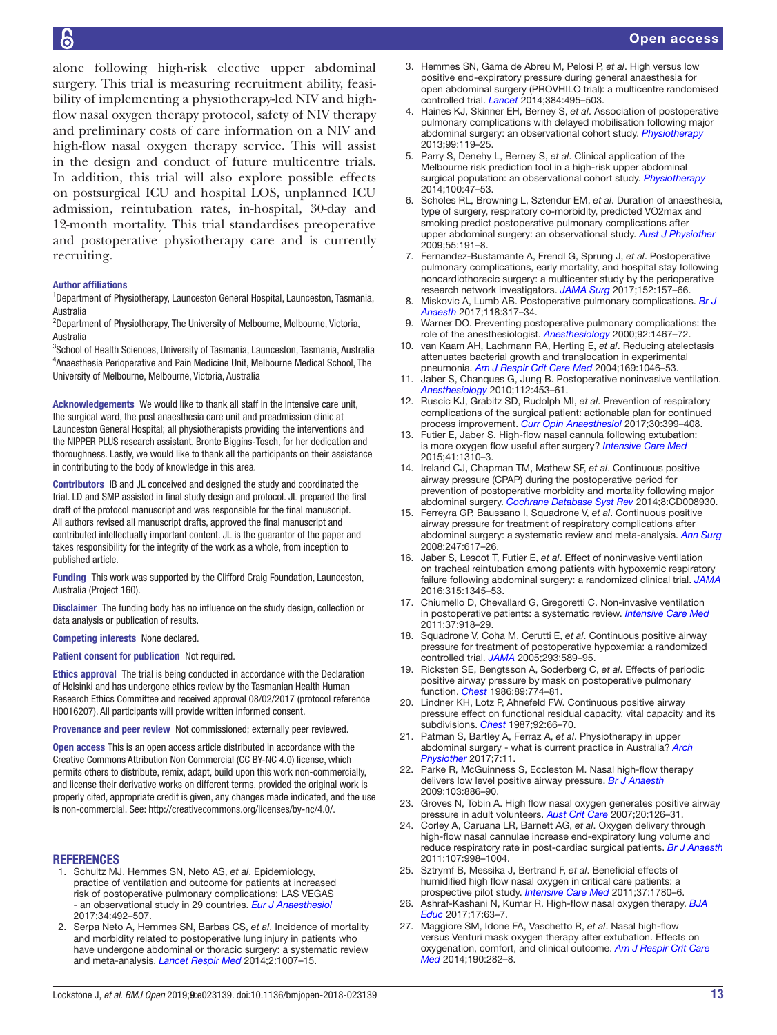alone following high-risk elective upper abdominal surgery. This trial is measuring recruitment ability, feasibility of implementing a physiotherapy-led NIV and high-flow nasal oxygen therapy protocol, safety of NIV therapy and preliminary costs of care information on a NIV and high-flow nasal oxygen therapy service. This will assist in the design and conduct of future multicentre trials. In addition, this trial will also explore possible effects on postsurgical ICU and hospital LOS, unplanned ICU admission, reintubation rates, in-hospital, 30-day and 12-month mortality. This trial standardises preoperative and postoperative physiotherapy care and is currently recruiting.

**Author affiliations**

[1]Department of Physiotherapy, Launceston General Hospital, Launceston, Tasmania, Australia
[2]Department of Physiotherapy, The University of Melbourne, Melbourne, Victoria, Australia
[3]School of Health Sciences, University of Tasmania, Launceston, Tasmania, Australia
[4]Anaesthesia Perioperative and Pain Medicine Unit, Melbourne Medical School, The University of Melbourne, Melbourne, Victoria, Australia

**Acknowledgements** We would like to thank all staff in the intensive care unit, the surgical ward, the post anaesthesia care unit and preadmission clinic at Launceston General Hospital; all physiotherapists providing the interventions and the NIPPER PLUS research assistant, Bronte Biggins-Tosch, for her dedication and thoroughness. Lastly, we would like to thank all the participants on their assistance in contributing to the body of knowledge in this area.

**Contributors** IB and JL conceived and designed the study and coordinated the trial. LD and SMP assisted in final study design and protocol. JL prepared the first draft of the protocol manuscript and was responsible for the final manuscript. All authors revised all manuscript drafts, approved the final manuscript and contributed intellectually important content. JL is the guarantor of the paper and takes responsibility for the integrity of the work as a whole, from inception to published article.

**Funding** This work was supported by the Clifford Craig Foundation, Launceston, Australia (Project 160).

**Disclaimer** The funding body has no influence on the study design, collection or data analysis or publication of results.

**Competing interests** None declared.

**Patient consent for publication** Not required.

**Ethics approval** The trial is being conducted in accordance with the Declaration of Helsinki and has undergone ethics review by the Tasmanian Health Human Research Ethics Committee and received approval 08/02/2017 (protocol reference H0016207). All participants will provide written informed consent.

**Provenance and peer review** Not commissioned; externally peer reviewed.

**Open access** This is an open access article distributed in accordance with the Creative Commons Attribution Non Commercial (CC BY-NC 4.0) license, which permits others to distribute, remix, adapt, build upon this work non-commercially, and license their derivative works on different terms, provided the original work is properly cited, appropriate credit is given, any changes made indicated, and the use is non-commercial. See: http://creativecommons.org/licenses/by-nc/4.0/.

## REFERENCES

1. Schultz MJ, Hemmes SN, Neto AS, *et al*. Epidemiology, practice of ventilation and outcome for patients at increased risk of postoperative pulmonary complications: LAS VEGAS - an observational study in 29 countries. *Eur J Anaesthesiol* 2017;34:492–507.
2. Serpa Neto A, Hemmes SN, Barbas CS, *et al*. Incidence of mortality and morbidity related to postoperative lung injury in patients who have undergone abdominal or thoracic surgery: a systematic review and meta-analysis. *Lancet Respir Med* 2014;2:1007–15.
3. Hemmes SN, Gama de Abreu M, Pelosi P, *et al*. High versus low positive end-expiratory pressure during general anaesthesia for open abdominal surgery (PROVHILO trial): a multicentre randomised controlled trial. *Lancet* 2014;384:495–503.
4. Haines KJ, Skinner EH, Berney S, *et al*. Association of postoperative pulmonary complications with delayed mobilisation following major abdominal surgery: an observational cohort study. *Physiotherapy* 2013;99:119–25.
5. Parry S, Denehy L, Berney S, *et al*. Clinical application of the Melbourne risk prediction tool in a high-risk upper abdominal surgical population: an observational cohort study. *Physiotherapy* 2014;100:47–53.
6. Scholes RL, Browning L, Sztendur EM, *et al*. Duration of anaesthesia, type of surgery, respiratory co-morbidity, predicted VO2max and smoking predict postoperative pulmonary complications after upper abdominal surgery: an observational study. *Aust J Physiother* 2009;55:191–8.
7. Fernandez-Bustamante A, Frendl G, Sprung J, *et al*. Postoperative pulmonary complications, early mortality, and hospital stay following noncardiothoracic surgery: a multicenter study by the perioperative research network investigators. *JAMA Surg* 2017;152:157–66.
8. Miskovic A, Lumb AB. Postoperative pulmonary complications. *Br J Anaesth* 2017;118:317–34.
9. Warner DO. Preventing postoperative pulmonary complications: the role of the anesthesiologist. *Anesthesiology* 2000;92:1467–72.
10. van Kaam AH, Lachmann RA, Herting E, *et al*. Reducing atelectasis attenuates bacterial growth and translocation in experimental pneumonia. *Am J Respir Crit Care Med* 2004;169:1046–53.
11. Jaber S, Chanques G, Jung B. Postoperative noninvasive ventilation. *Anesthesiology* 2010;112:453–61.
12. Ruscic KJ, Grabitz SD, Rudolph MI, *et al*. Prevention of respiratory complications of the surgical patient: actionable plan for continued process improvement. *Curr Opin Anaesthesiol* 2017;30:399–408.
13. Futier E, Jaber S. High-flow nasal cannula following extubation: is more oxygen flow useful after surgery? *Intensive Care Med* 2015;41:1310–3.
14. Ireland CJ, Chapman TM, Mathew SF, *et al*. Continuous positive airway pressure (CPAP) during the postoperative period for prevention of postoperative morbidity and mortality following major abdominal surgery. *Cochrane Database Syst Rev* 2014;8:CD008930.
15. Ferreyra GP, Baussano I, Squadrone V, *et al*. Continuous positive airway pressure for treatment of respiratory complications after abdominal surgery: a systematic review and meta-analysis. *Ann Surg* 2008;247:617–26.
16. Jaber S, Lescot T, Futier E, *et al*. Effect of noninvasive ventilation on tracheal reintubation among patients with hypoxemic respiratory failure following abdominal surgery: a randomized clinical trial. *JAMA* 2016;315:1345–53.
17. Chiumello D, Chevallard G, Gregoretti C. Non-invasive ventilation in postoperative patients: a systematic review. *Intensive Care Med* 2011;37:918–29.
18. Squadrone V, Coha M, Cerutti E, *et al*. Continuous positive airway pressure for treatment of postoperative hypoxemia: a randomized controlled trial. *JAMA* 2005;293:589–95.
19. Ricksten SE, Bengtsson A, Soderberg C, *et al*. Effects of periodic positive airway pressure by mask on postoperative pulmonary function. *Chest* 1986;89:774–81.
20. Lindner KH, Lotz P, Ahnefeld FW. Continuous positive airway pressure effect on functional residual capacity, vital capacity and its subdivisions. *Chest* 1987;92:66–70.
21. Patman S, Bartley A, Ferraz A, *et al*. Physiotherapy in upper abdominal surgery - what is current practice in Australia? *Arch Physiother* 2017;7:11.
22. Parke R, McGuinness S, Eccleston M. Nasal high-flow therapy delivers low level positive airway pressure. *Br J Anaesth* 2009;103:886–90.
23. Groves N, Tobin A. High flow nasal oxygen generates positive airway pressure in adult volunteers. *Aust Crit Care* 2007;20:126–31.
24. Corley A, Caruana LR, Barnett AG, *et al*. Oxygen delivery through high-flow nasal cannulae increase end-expiratory lung volume and reduce respiratory rate in post-cardiac surgical patients. *Br J Anaesth* 2011;107:998–1004.
25. Sztrymf B, Messika J, Bertrand F, *et al*. Beneficial effects of humidified high flow nasal oxygen in critical care patients: a prospective pilot study. *Intensive Care Med* 2011;37:1780–6.
26. Ashraf-Kashani N, Kumar R. High-flow nasal oxygen therapy. *BJA Educ* 2017;17:63–7.
27. Maggiore SM, Idone FA, Vaschetto R, *et al*. Nasal high-flow versus Venturi mask oxygen therapy after extubation. Effects on oxygenation, comfort, and clinical outcome. *Am J Respir Crit Care Med* 2014;190:282–8.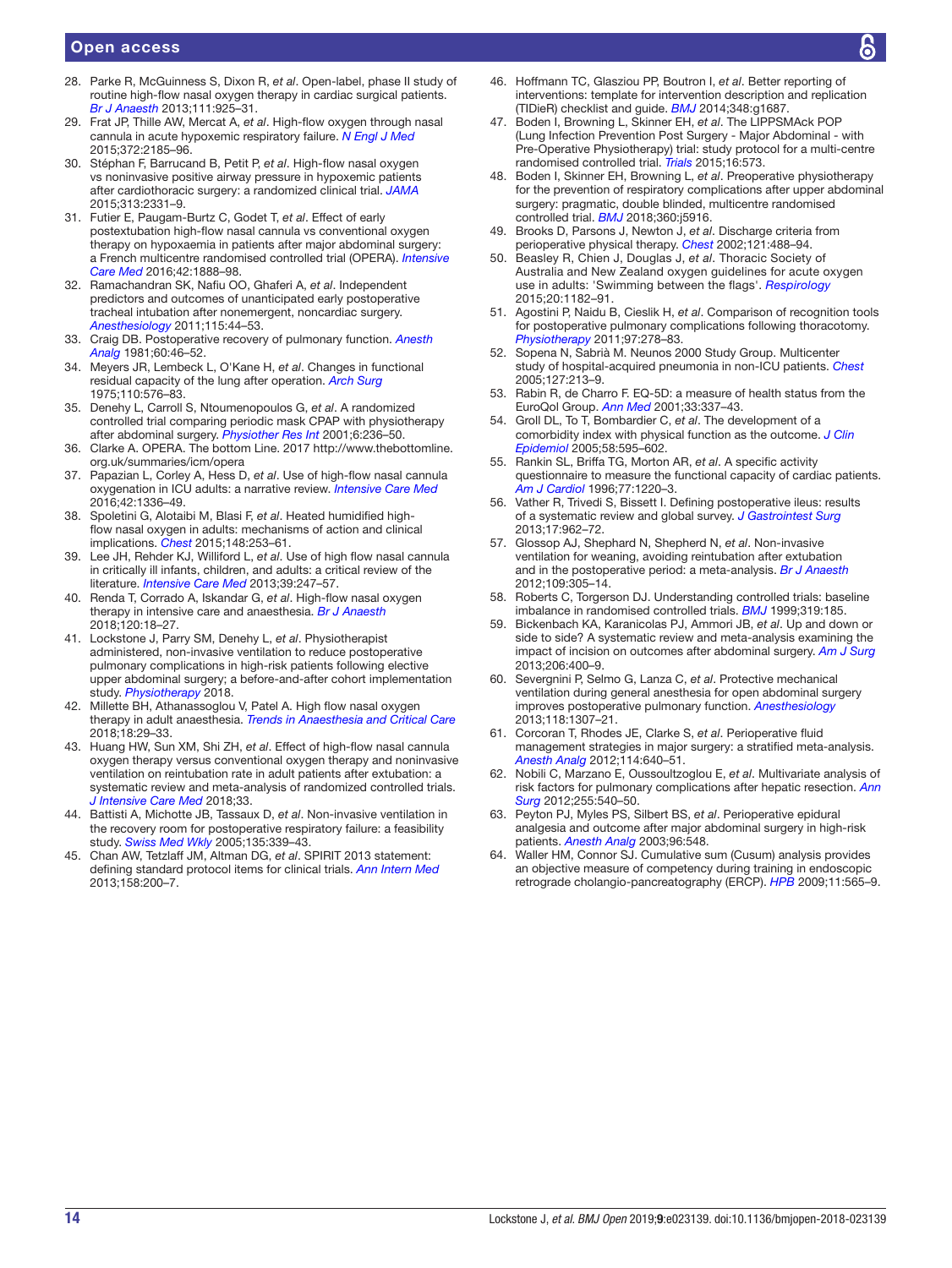28. Parke R, McGuinness S, Dixon R, *et al*. Open-label, phase II study of routine high-flow nasal oxygen therapy in cardiac surgical patients. *Br J Anaesth* 2013;111:925–31.
29. Frat JP, Thille AW, Mercat A, *et al*. High-flow oxygen through nasal cannula in acute hypoxemic respiratory failure. *N Engl J Med* 2015;372:2185–96.
30. Stéphan F, Barrucand B, Petit P, *et al*. High-flow nasal oxygen vs noninvasive positive airway pressure in hypoxemic patients after cardiothoracic surgery: a randomized clinical trial. *JAMA* 2015;313:2331–9.
31. Futier E, Paugam-Burtz C, Godet T, *et al*. Effect of early postextubation high-flow nasal cannula vs conventional oxygen therapy on hypoxaemia in patients after major abdominal surgery: a French multicentre randomised controlled trial (OPERA). *Intensive Care Med* 2016;42:1888–98.
32. Ramachandran SK, Nafiu OO, Ghaferi A, *et al*. Independent predictors and outcomes of unanticipated early postoperative tracheal intubation after nonemergent, noncardiac surgery. *Anesthesiology* 2011;115:44–53.
33. Craig DB. Postoperative recovery of pulmonary function. *Anesth Analg* 1981;60:46–52.
34. Meyers JR, Lembeck L, O'Kane H, *et al*. Changes in functional residual capacity of the lung after operation. *Arch Surg* 1975;110:576–83.
35. Denehy L, Carroll S, Ntoumenopoulos G, *et al*. A randomized controlled trial comparing periodic mask CPAP with physiotherapy after abdominal surgery. *Physiother Res Int* 2001;6:236–50.
36. Clarke A. OPERA. The bottom Line. 2017 http://www.thebottomline.org.uk/summaries/icm/opera
37. Papazian L, Corley A, Hess D, *et al*. Use of high-flow nasal cannula oxygenation in ICU adults: a narrative review. *Intensive Care Med* 2016;42:1336–49.
38. Spoletini G, Alotaibi M, Blasi F, *et al*. Heated humidified high-flow nasal oxygen in adults: mechanisms of action and clinical implications. *Chest* 2015;148:253–61.
39. Lee JH, Rehder KJ, Williford L, *et al*. Use of high flow nasal cannula in critically ill infants, children, and adults: a critical review of the literature. *Intensive Care Med* 2013;39:247–57.
40. Renda T, Corrado A, Iskandar G, *et al*. High-flow nasal oxygen therapy in intensive care and anaesthesia. *Br J Anaesth* 2018;120:18–27.
41. Lockstone J, Parry SM, Denehy L, *et al*. Physiotherapist administered, non-invasive ventilation to reduce postoperative pulmonary complications in high-risk patients following elective upper abdominal surgery; a before-and-after cohort implementation study. *Physiotherapy* 2018.
42. Millette BH, Athanassoglou V, Patel A. High flow nasal oxygen therapy in adult anaesthesia. *Trends in Anaesthesia and Critical Care* 2018;18:29–33.
43. Huang HW, Sun XM, Shi ZH, *et al*. Effect of high-flow nasal cannula oxygen therapy versus conventional oxygen therapy and noninvasive ventilation on reintubation rate in adult patients after extubation: a systematic review and meta-analysis of randomized controlled trials. *J Intensive Care Med* 2018;33.
44. Battisti A, Michotte JB, Tassaux D, *et al*. Non-invasive ventilation in the recovery room for postoperative respiratory failure: a feasibility study. *Swiss Med Wkly* 2005;135:339–43.
45. Chan AW, Tetzlaff JM, Altman DG, *et al*. SPIRIT 2013 statement: defining standard protocol items for clinical trials. *Ann Intern Med* 2013;158:200–7.
46. Hoffmann TC, Glasziou PP, Boutron I, *et al*. Better reporting of interventions: template for intervention description and replication (TIDieR) checklist and guide. *BMJ* 2014;348:g1687.
47. Boden I, Browning L, Skinner EH, *et al*. The LIPPSMAck POP (Lung Infection Prevention Post Surgery - Major Abdominal - with Pre-Operative Physiotherapy) trial: study protocol for a multi-centre randomised controlled trial. *Trials* 2015;16:573.
48. Boden I, Skinner EH, Browning L, *et al*. Preoperative physiotherapy for the prevention of respiratory complications after upper abdominal surgery: pragmatic, double blinded, multicentre randomised controlled trial. *BMJ* 2018;360:j5916.
49. Brooks D, Parsons J, Newton J, *et al*. Discharge criteria from perioperative physical therapy. *Chest* 2002;121:488–94.
50. Beasley R, Chien J, Douglas J, *et al*. Thoracic Society of Australia and New Zealand oxygen guidelines for acute oxygen use in adults: 'Swimming between the flags'. *Respirology* 2015;20:1182–91.
51. Agostini P, Naidu B, Cieslik H, *et al*. Comparison of recognition tools for postoperative pulmonary complications following thoracotomy. *Physiotherapy* 2011;97:278–83.
52. Sopena N, Sabrià M. Neunos 2000 Study Group. Multicenter study of hospital-acquired pneumonia in non-ICU patients. *Chest* 2005;127:213–9.
53. Rabin R, de Charro F. EQ-5D: a measure of health status from the EuroQol Group. *Ann Med* 2001;33:337–43.
54. Groll DL, To T, Bombardier C, *et al*. The development of a comorbidity index with physical function as the outcome. *J Clin Epidemiol* 2005;58:595–602.
55. Rankin SL, Briffa TG, Morton AR, *et al*. A specific activity questionnaire to measure the functional capacity of cardiac patients. *Am J Cardiol* 1996;77:1220–3.
56. Vather R, Trivedi S, Bissett I. Defining postoperative ileus: results of a systematic review and global survey. *J Gastrointest Surg* 2013;17:962–72.
57. Glossop AJ, Shephard N, Shepherd N, *et al*. Non-invasive ventilation for weaning, avoiding reintubation after extubation and in the postoperative period: a meta-analysis. *Br J Anaesth* 2012;109:305–14.
58. Roberts C, Torgerson DJ. Understanding controlled trials: baseline imbalance in randomised controlled trials. *BMJ* 1999;319:185.
59. Bickenbach KA, Karanicolas PJ, Ammori JB, *et al*. Up and down or side to side? A systematic review and meta-analysis examining the impact of incision on outcomes after abdominal surgery. *Am J Surg* 2013;206:400–9.
60. Severgnini P, Selmo G, Lanza C, *et al*. Protective mechanical ventilation during general anesthesia for open abdominal surgery improves postoperative pulmonary function. *Anesthesiology* 2013;118:1307–21.
61. Corcoran T, Rhodes JE, Clarke S, *et al*. Perioperative fluid management strategies in major surgery: a stratified meta-analysis. *Anesth Analg* 2012;114:640–51.
62. Nobili C, Marzano E, Oussoultzoglou E, *et al*. Multivariate analysis of risk factors for pulmonary complications after hepatic resection. *Ann Surg* 2012;255:540–50.
63. Peyton PJ, Myles PS, Silbert BS, *et al*. Perioperative epidural analgesia and outcome after major abdominal surgery in high-risk patients. *Anesth Analg* 2003;96:548.
64. Waller HM, Connor SJ. Cumulative sum (Cusum) analysis provides an objective measure of competency during training in endoscopic retrograde cholangio-pancreatography (ERCP). *HPB* 2009;11:565–9.